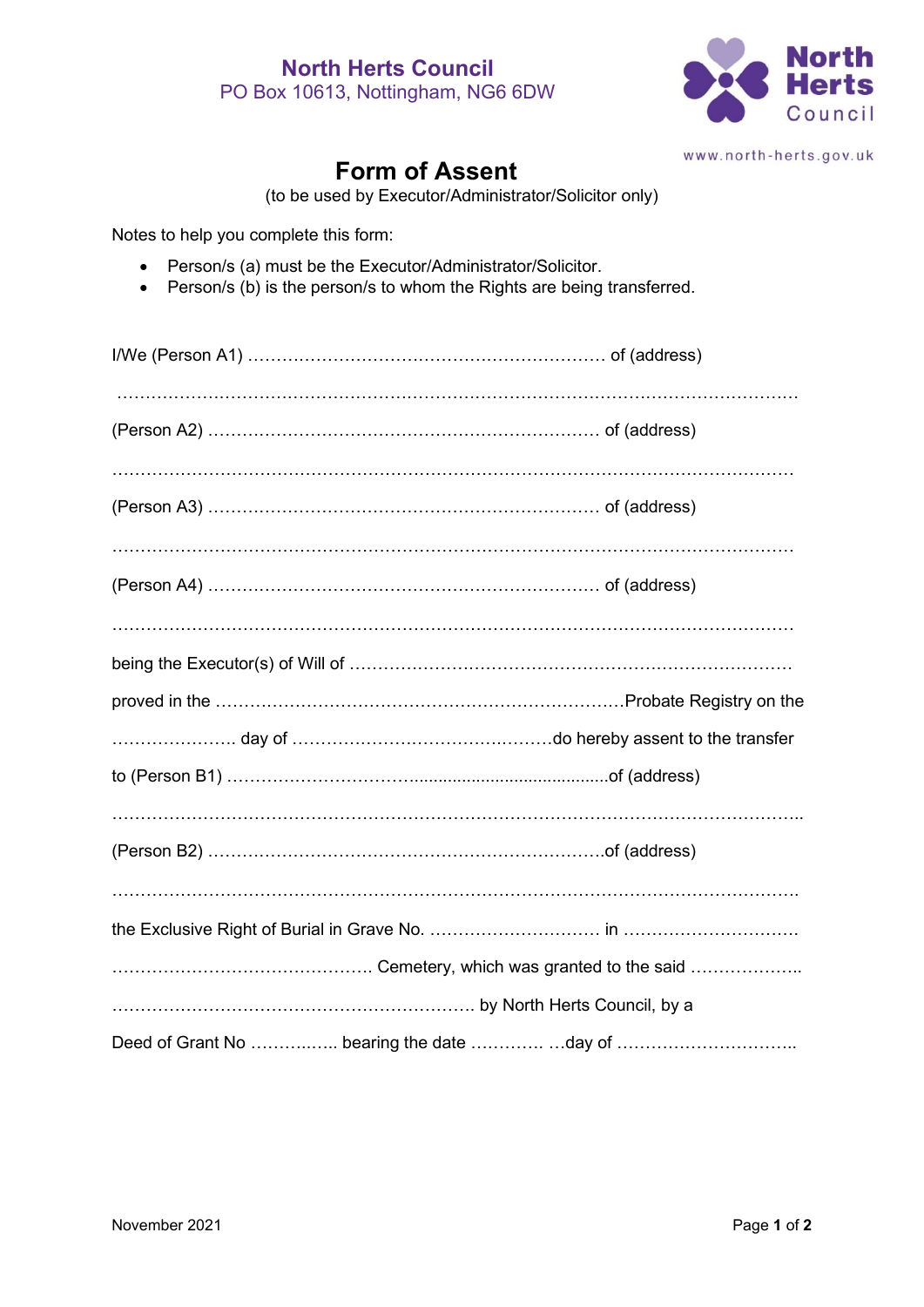**North Herts Council**
PO Box 10613, Nottingham, NG6 6DW

www.north-herts.gov.uk

# Form of Assent

(to be used by Executor/Administrator/Solicitor only)

Notes to help you complete this form:

- Person/s (a) must be the Executor/Administrator/Solicitor.
- Person/s (b) is the person/s to whom the Rights are being transferred.

I/We (Person A1) ……………………………………………………… of (address)

……………………………………………………………………………………………………

(Person A2) …………………………………………………………… of (address)

……………………………………………………………………………………………………

(Person A3) …………………………………………………………… of (address)

……………………………………………………………………………………………………

(Person A4) …………………………………………………………… of (address)

……………………………………………………………………………………………………

being the Executor(s) of Will of ……………………………………………………………

proved in the ………………………………………………………………Probate Registry on the

…………………. day of ………………………………………do hereby assent to the transfer

to (Person B1) ……………………………........................................of (address)

……………………………………………………………………………………………………..

(Person B2) ……………………………………………………………of (address)

…………………………………………………………………………………………………….

the Exclusive Right of Burial in Grave No. ………………………… in …………………………

……………………………………….. Cemetery, which was granted to the said ………………..

……………………………………………………… by North Herts Council, by a

Deed of Grant No …………….. bearing the date …………. …day of …………………………..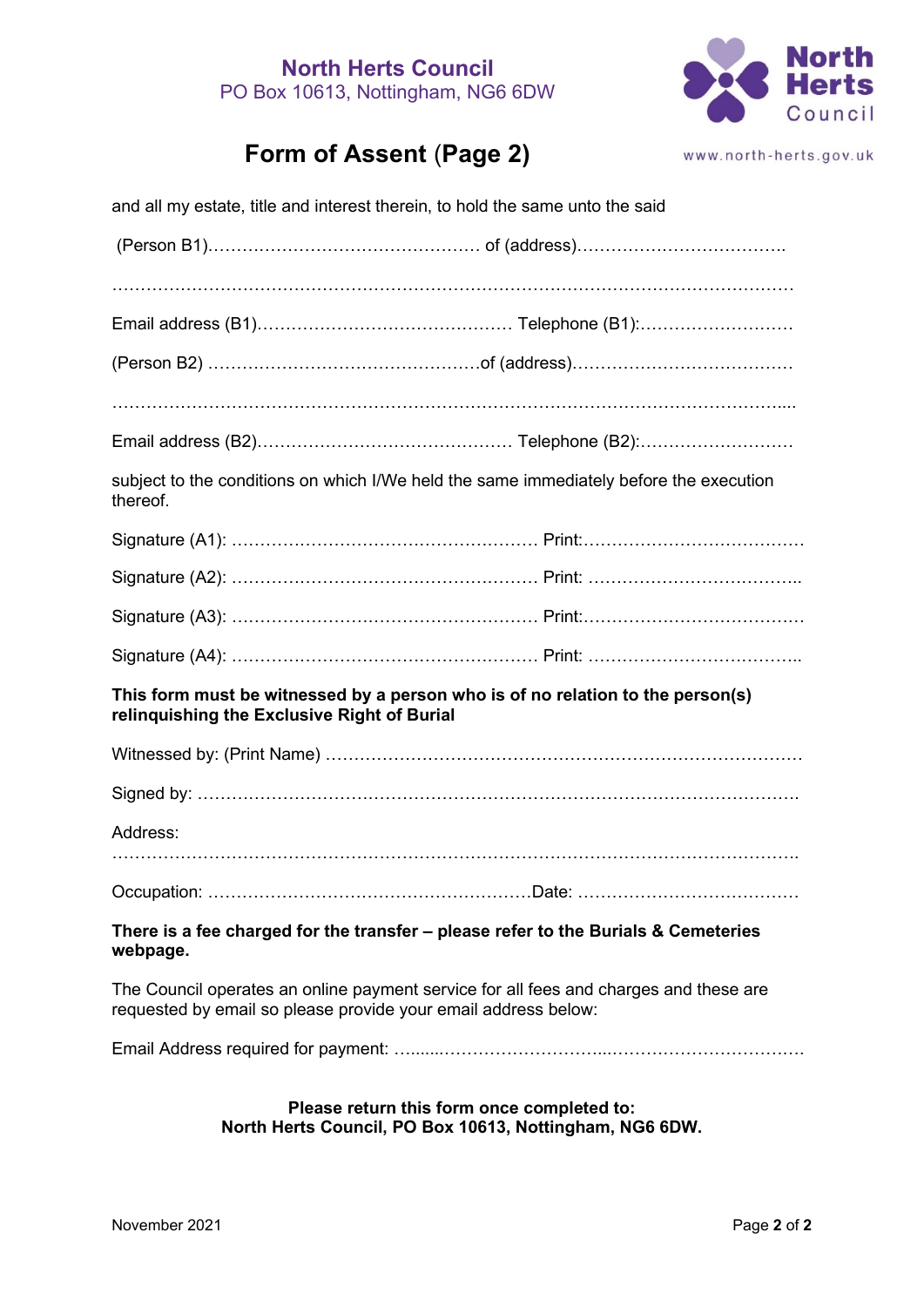**North Herts Council**
PO Box 10613, Nottingham, NG6 6DW

www.north-herts.gov.uk

# Form of Assent (Page 2)

and all my estate, title and interest therein, to hold the same unto the said

(Person B1)………………………………………… of (address)……………………………….

…………………………………………………………………………………………………………

Email address (B1)……………………………………… Telephone (B1):………………………

(Person B2) …………………………………………of (address)…………………………………

…………………………………………………………………………………………………….....

Email address (B2)……………………………………… Telephone (B2):………………………

subject to the conditions on which I/We held the same immediately before the execution thereof.

Signature (A1): ……………….………………………………. Print:………………………….………

Signature (A2): ………………………………………………. Print: ………………….……………..

Signature (A3): ………………………………………………. Print:…………………………………

Signature (A4): ………………………………………………. Print: ………………………………..

**This form must be witnessed by a person who is of no relation to the person(s) relinquishing the Exclusive Right of Burial**

Witnessed by: (Print Name) …………………………………………………………………………

Signed by: ……………………………………………………………………………………….

Address: ……………………………………………………………………………………………………..

Occupation: …………………………………………………Date: …………………………………

**There is a fee charged for the transfer – please refer to the Burials & Cemeteries webpage.**

The Council operates an online payment service for all fees and charges and these are requested by email so please provide your email address below:

Email Address required for payment: …......…………………….....……………………………

**Please return this form once completed to:**
**North Herts Council, PO Box 10613, Nottingham, NG6 6DW.**

November 2021